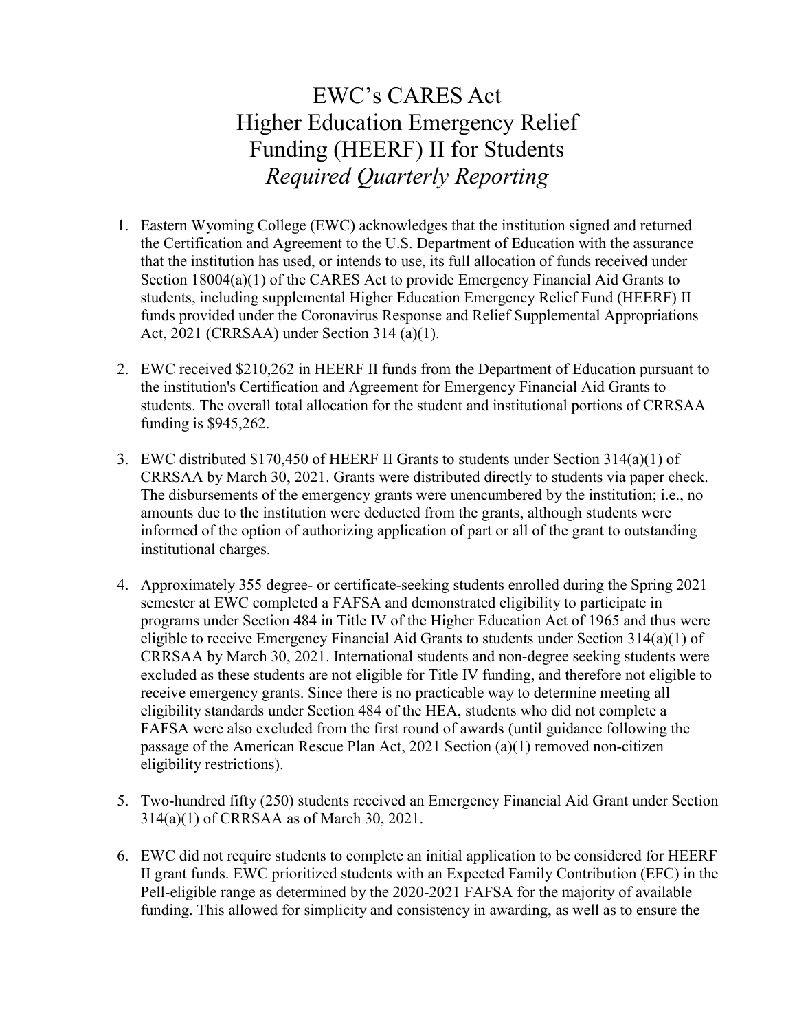# EWC's CARES Act Higher Education Emergency Relief Funding (HEERF) II for Students *Required Quarterly Reporting*

1. Eastern Wyoming College (EWC) acknowledges that the institution signed and returned the Certification and Agreement to the U.S. Department of Education with the assurance that the institution has used, or intends to use, its full allocation of funds received under Section 18004(a)(1) of the CARES Act to provide Emergency Financial Aid Grants to students, including supplemental Higher Education Emergency Relief Fund (HEERF) II funds provided under the Coronavirus Response and Relief Supplemental Appropriations Act, 2021 (CRRSAA) under Section 314 (a)(1).

2. EWC received $210,262 in HEERF II funds from the Department of Education pursuant to the institution's Certification and Agreement for Emergency Financial Aid Grants to students. The overall total allocation for the student and institutional portions of CRRSAA funding is $945,262.

3. EWC distributed $170,450 of HEERF II Grants to students under Section 314(a)(1) of CRRSAA by March 30, 2021. Grants were distributed directly to students via paper check. The disbursements of the emergency grants were unencumbered by the institution; i.e., no amounts due to the institution were deducted from the grants, although students were informed of the option of authorizing application of part or all of the grant to outstanding institutional charges.

4. Approximately 355 degree- or certificate-seeking students enrolled during the Spring 2021 semester at EWC completed a FAFSA and demonstrated eligibility to participate in programs under Section 484 in Title IV of the Higher Education Act of 1965 and thus were eligible to receive Emergency Financial Aid Grants to students under Section 314(a)(1) of CRRSAA by March 30, 2021. International students and non-degree seeking students were excluded as these students are not eligible for Title IV funding, and therefore not eligible to receive emergency grants. Since there is no practicable way to determine meeting all eligibility standards under Section 484 of the HEA, students who did not complete a FAFSA were also excluded from the first round of awards (until guidance following the passage of the American Rescue Plan Act, 2021 Section (a)(1) removed non-citizen eligibility restrictions).

5. Two-hundred fifty (250) students received an Emergency Financial Aid Grant under Section 314(a)(1) of CRRSAA as of March 30, 2021.

6. EWC did not require students to complete an initial application to be considered for HEERF II grant funds. EWC prioritized students with an Expected Family Contribution (EFC) in the Pell-eligible range as determined by the 2020-2021 FAFSA for the majority of available funding. This allowed for simplicity and consistency in awarding, as well as to ensure the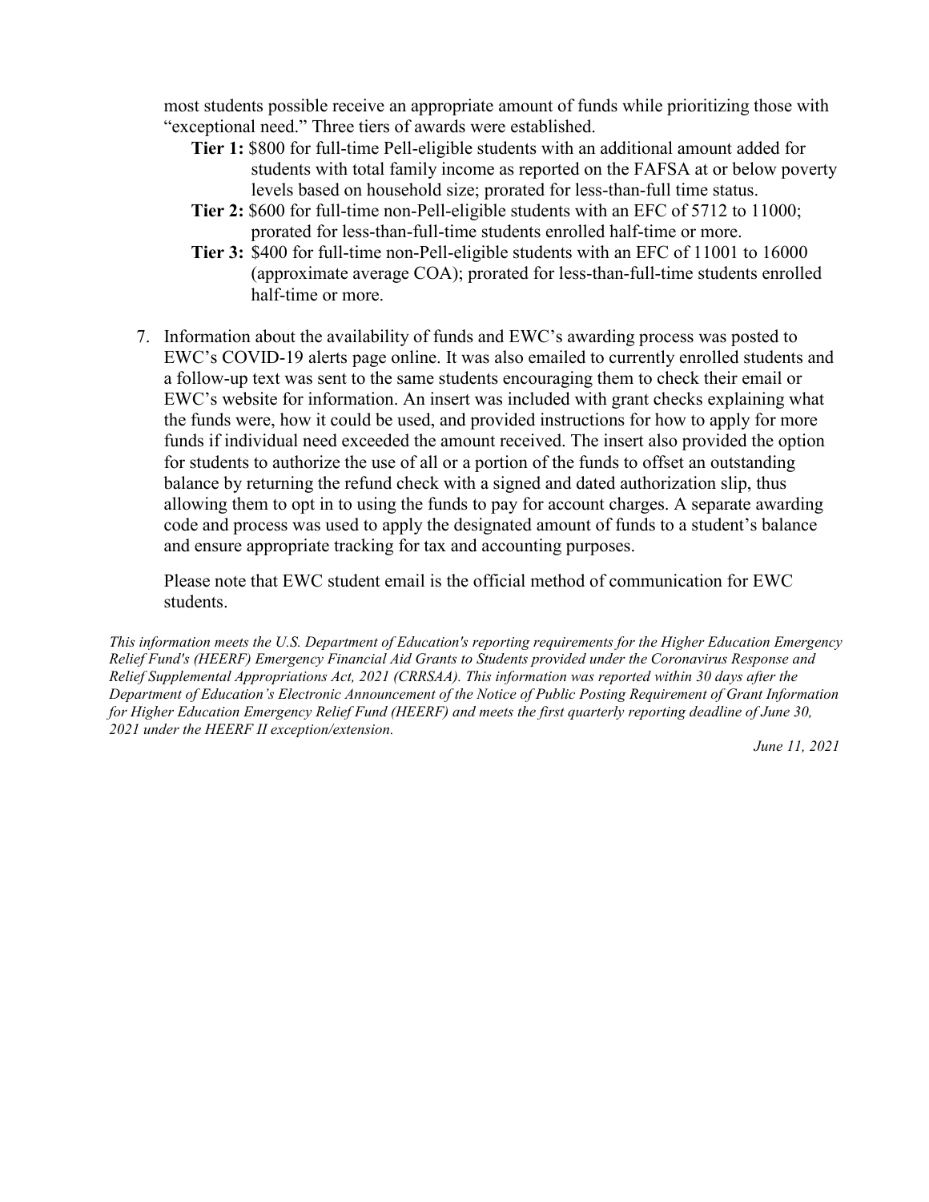most students possible receive an appropriate amount of funds while prioritizing those with "exceptional need." Three tiers of awards were established.

- **Tier 1:** $800 for full-time Pell-eligible students with an additional amount added for students with total family income as reported on the FAFSA at or below poverty levels based on household size; prorated for less-than-full time status.
- **Tier 2:** $600 for full-time non-Pell-eligible students with an EFC of 5712 to 11000; prorated for less-than-full-time students enrolled half-time or more.
- **Tier 3:** $400 for full-time non-Pell-eligible students with an EFC of 11001 to 16000 (approximate average COA); prorated for less-than-full-time students enrolled half-time or more.

7. Information about the availability of funds and EWC's awarding process was posted to EWC's COVID-19 alerts page online. It was also emailed to currently enrolled students and a follow-up text was sent to the same students encouraging them to check their email or EWC's website for information. An insert was included with grant checks explaining what the funds were, how it could be used, and provided instructions for how to apply for more funds if individual need exceeded the amount received. The insert also provided the option for students to authorize the use of all or a portion of the funds to offset an outstanding balance by returning the refund check with a signed and dated authorization slip, thus allowing them to opt in to using the funds to pay for account charges. A separate awarding code and process was used to apply the designated amount of funds to a student's balance and ensure appropriate tracking for tax and accounting purposes.

   Please note that EWC student email is the official method of communication for EWC students.

*This information meets the U.S. Department of Education's reporting requirements for the Higher Education Emergency Relief Fund's (HEERF) Emergency Financial Aid Grants to Students provided under the Coronavirus Response and Relief Supplemental Appropriations Act, 2021 (CRRSAA). This information was reported within 30 days after the Department of Education's Electronic Announcement of the Notice of Public Posting Requirement of Grant Information for Higher Education Emergency Relief Fund (HEERF) and meets the first quarterly reporting deadline of June 30, 2021 under the HEERF II exception/extension.*

*June 11, 2021*